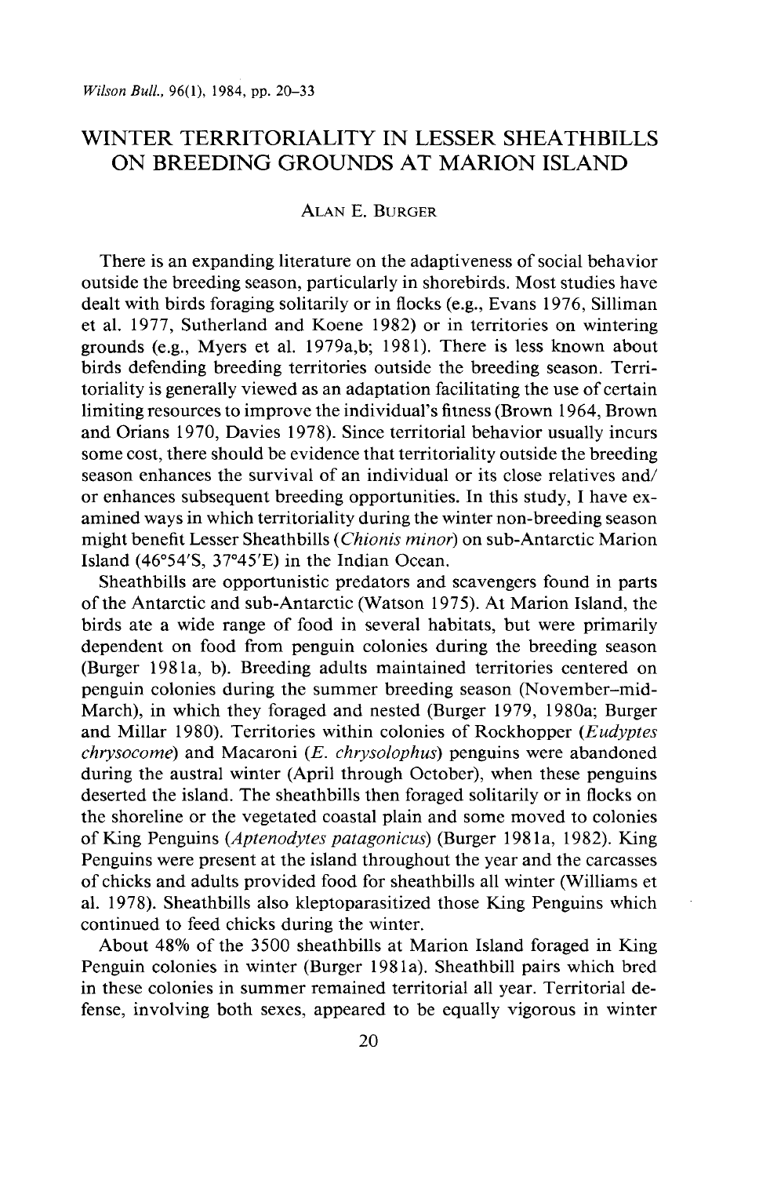# WINTER TERRITORIALITY IN LESSER SHEATHBILLS ON BREEDING GROUNDS AT MARION ISLAND

ALAN E. BURGER

There is an expanding literature on the adaptiveness of social behavior outside the breeding season, particularly in shorebirds. Most studies have dealt with birds foraging solitarily or in flocks (e.g., Evans 1976, Silliman et al. 1977, Sutherland and Koene 1982) or in territories on wintering grounds (e.g., Myers et al. 1979a,b; 1981). There is less known about birds defending breeding territories outside the breeding season. Territoriality is generally viewed as an adaptation facilitating the use of certain limiting resources to improve the individual's fitness (Brown 1964, Brown and Orians 1970, Davies 1978). Since territorial behavior usually incurs some cost, there should be evidence that territoriality outside the breeding season enhances the survival of an individual or its close relatives and/or enhances subsequent breeding opportunities. In this study, I have examined ways in which territoriality during the winter non-breeding season might benefit Lesser Sheathbills (*Chionis minor*) on sub-Antarctic Marion Island (46°54′S, 37°45′E) in the Indian Ocean.

Sheathbills are opportunistic predators and scavengers found in parts of the Antarctic and sub-Antarctic (Watson 1975). At Marion Island, the birds ate a wide range of food in several habitats, but were primarily dependent on food from penguin colonies during the breeding season (Burger 1981a, b). Breeding adults maintained territories centered on penguin colonies during the summer breeding season (November–mid-March), in which they foraged and nested (Burger 1979, 1980a; Burger and Millar 1980). Territories within colonies of Rockhopper (*Eudyptes chrysocome*) and Macaroni (*E. chrysolophus*) penguins were abandoned during the austral winter (April through October), when these penguins deserted the island. The sheathbills then foraged solitarily or in flocks on the shoreline or the vegetated coastal plain and some moved to colonies of King Penguins (*Aptenodytes patagonicus*) (Burger 1981a, 1982). King Penguins were present at the island throughout the year and the carcasses of chicks and adults provided food for sheathbills all winter (Williams et al. 1978). Sheathbills also kleptoparasitized those King Penguins which continued to feed chicks during the winter.

About 48% of the 3500 sheathbills at Marion Island foraged in King Penguin colonies in winter (Burger 1981a). Sheathbill pairs which bred in these colonies in summer remained territorial all year. Territorial defense, involving both sexes, appeared to be equally vigorous in winter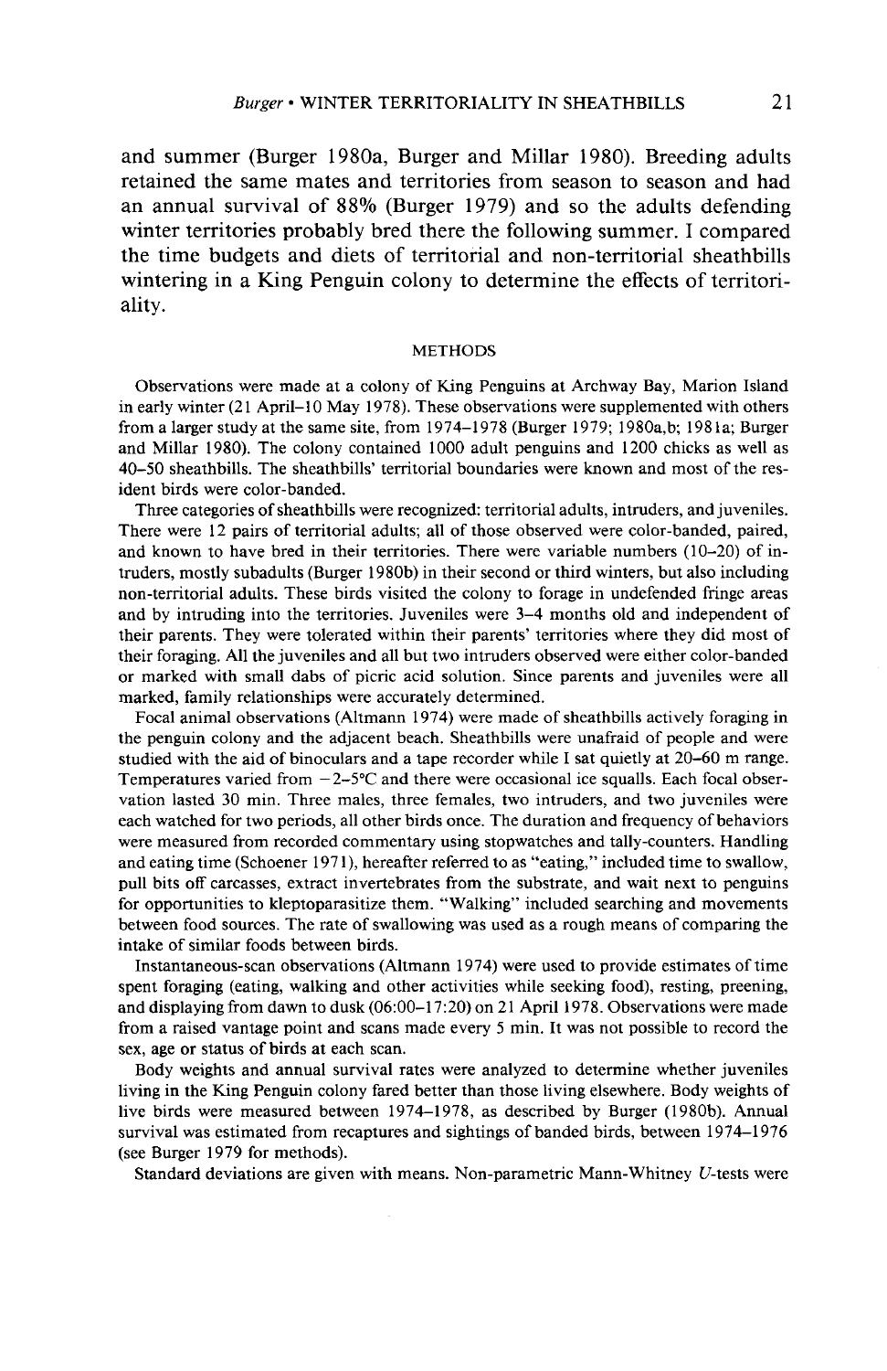and summer (Burger 1980a, Burger and Millar 1980). Breeding adults retained the same mates and territories from season to season and had an annual survival of 88% (Burger 1979) and so the adults defending winter territories probably bred there the following summer. I compared the time budgets and diets of territorial and non-territorial sheathbills wintering in a King Penguin colony to determine the effects of territoriality.

## METHODS

Observations were made at a colony of King Penguins at Archway Bay, Marion Island in early winter (21 April–10 May 1978). These observations were supplemented with others from a larger study at the same site, from 1974–1978 (Burger 1979; 1980a,b; 1981a; Burger and Millar 1980). The colony contained 1000 adult penguins and 1200 chicks as well as 40–50 sheathbills. The sheathbills' territorial boundaries were known and most of the resident birds were color-banded.

Three categories of sheathbills were recognized: territorial adults, intruders, and juveniles. There were 12 pairs of territorial adults; all of those observed were color-banded, paired, and known to have bred in their territories. There were variable numbers (10–20) of intruders, mostly subadults (Burger 1980b) in their second or third winters, but also including non-territorial adults. These birds visited the colony to forage in undefended fringe areas and by intruding into the territories. Juveniles were 3–4 months old and independent of their parents. They were tolerated within their parents' territories where they did most of their foraging. All the juveniles and all but two intruders observed were either color-banded or marked with small dabs of picric acid solution. Since parents and juveniles were all marked, family relationships were accurately determined.

Focal animal observations (Altmann 1974) were made of sheathbills actively foraging in the penguin colony and the adjacent beach. Sheathbills were unafraid of people and were studied with the aid of binoculars and a tape recorder while I sat quietly at 20–60 m range. Temperatures varied from −2–5°C and there were occasional ice squalls. Each focal observation lasted 30 min. Three males, three females, two intruders, and two juveniles were each watched for two periods, all other birds once. The duration and frequency of behaviors were measured from recorded commentary using stopwatches and tally-counters. Handling and eating time (Schoener 1971), hereafter referred to as "eating," included time to swallow, pull bits off carcasses, extract invertebrates from the substrate, and wait next to penguins for opportunities to kleptoparasitize them. "Walking" included searching and movements between food sources. The rate of swallowing was used as a rough means of comparing the intake of similar foods between birds.

Instantaneous-scan observations (Altmann 1974) were used to provide estimates of time spent foraging (eating, walking and other activities while seeking food), resting, preening, and displaying from dawn to dusk (06:00–17:20) on 21 April 1978. Observations were made from a raised vantage point and scans made every 5 min. It was not possible to record the sex, age or status of birds at each scan.

Body weights and annual survival rates were analyzed to determine whether juveniles living in the King Penguin colony fared better than those living elsewhere. Body weights of live birds were measured between 1974–1978, as described by Burger (1980b). Annual survival was estimated from recaptures and sightings of banded birds, between 1974–1976 (see Burger 1979 for methods).

Standard deviations are given with means. Non-parametric Mann-Whitney $U$-tests were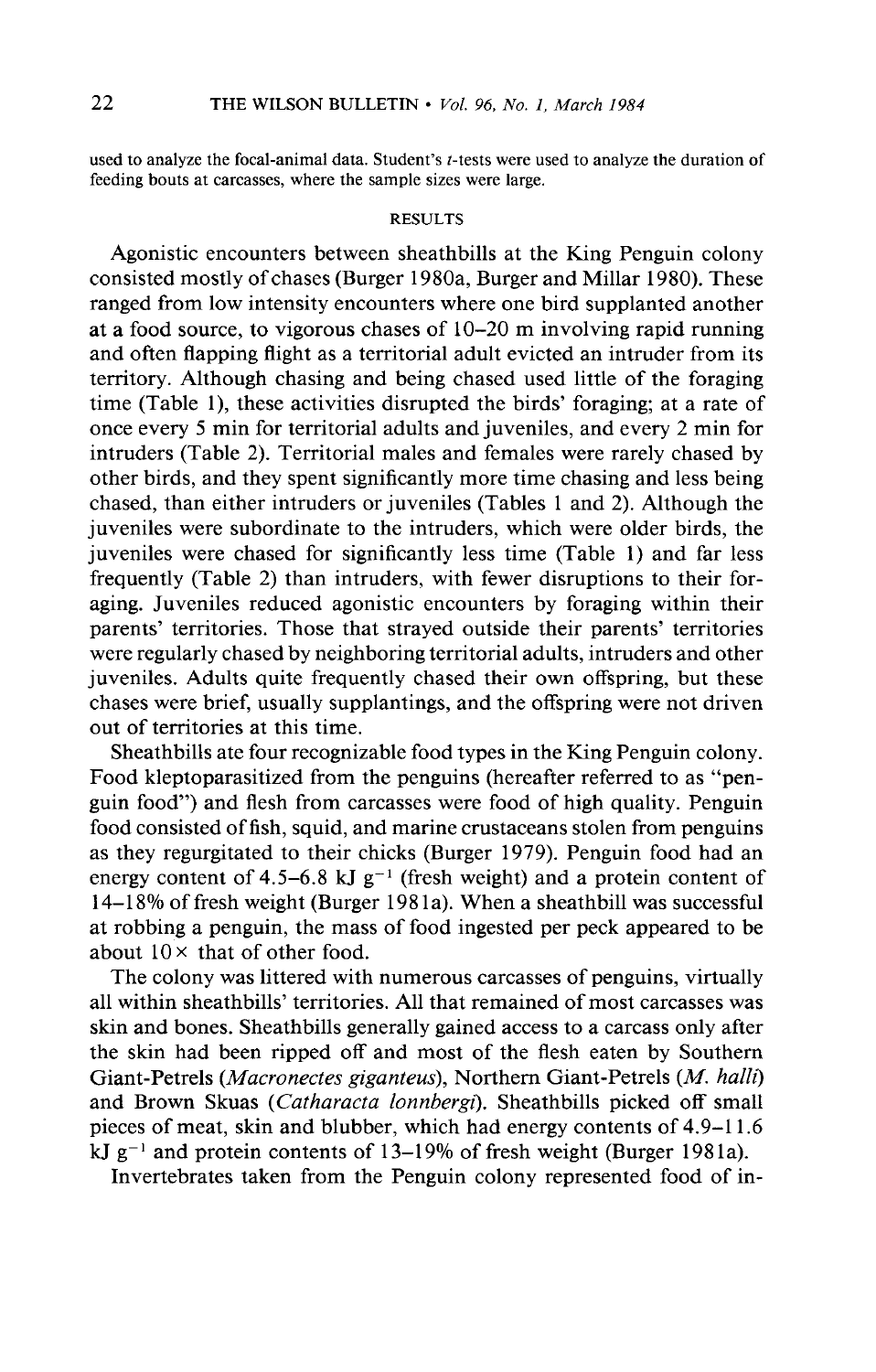used to analyze the focal-animal data. Student's $t$-tests were used to analyze the duration of feeding bouts at carcasses, where the sample sizes were large.

## RESULTS

Agonistic encounters between sheathbills at the King Penguin colony consisted mostly of chases (Burger 1980a, Burger and Millar 1980). These ranged from low intensity encounters where one bird supplanted another at a food source, to vigorous chases of 10–20 m involving rapid running and often flapping flight as a territorial adult evicted an intruder from its territory. Although chasing and being chased used little of the foraging time (Table 1), these activities disrupted the birds' foraging; at a rate of once every 5 min for territorial adults and juveniles, and every 2 min for intruders (Table 2). Territorial males and females were rarely chased by other birds, and they spent significantly more time chasing and less being chased, than either intruders or juveniles (Tables 1 and 2). Although the juveniles were subordinate to the intruders, which were older birds, the juveniles were chased for significantly less time (Table 1) and far less frequently (Table 2) than intruders, with fewer disruptions to their foraging. Juveniles reduced agonistic encounters by foraging within their parents' territories. Those that strayed outside their parents' territories were regularly chased by neighboring territorial adults, intruders and other juveniles. Adults quite frequently chased their own offspring, but these chases were brief, usually supplantings, and the offspring were not driven out of territories at this time.

Sheathbills ate four recognizable food types in the King Penguin colony. Food kleptoparasitized from the penguins (hereafter referred to as "penguin food") and flesh from carcasses were food of high quality. Penguin food consisted of fish, squid, and marine crustaceans stolen from penguins as they regurgitated to their chicks (Burger 1979). Penguin food had an energy content of 4.5–6.8 kJ $g^{-1}$ (fresh weight) and a protein content of 14–18% of fresh weight (Burger 1981a). When a sheathbill was successful at robbing a penguin, the mass of food ingested per peck appeared to be about 10× that of other food.

The colony was littered with numerous carcasses of penguins, virtually all within sheathbills' territories. All that remained of most carcasses was skin and bones. Sheathbills generally gained access to a carcass only after the skin had been ripped off and most of the flesh eaten by Southern Giant-Petrels (*Macronectes giganteus*), Northern Giant-Petrels (*M. halli*) and Brown Skuas (*Catharacta lonnbergi*). Sheathbills picked off small pieces of meat, skin and blubber, which had energy contents of 4.9–11.6 kJ $g^{-1}$ and protein contents of 13–19% of fresh weight (Burger 1981a).

Invertebrates taken from the Penguin colony represented food of in-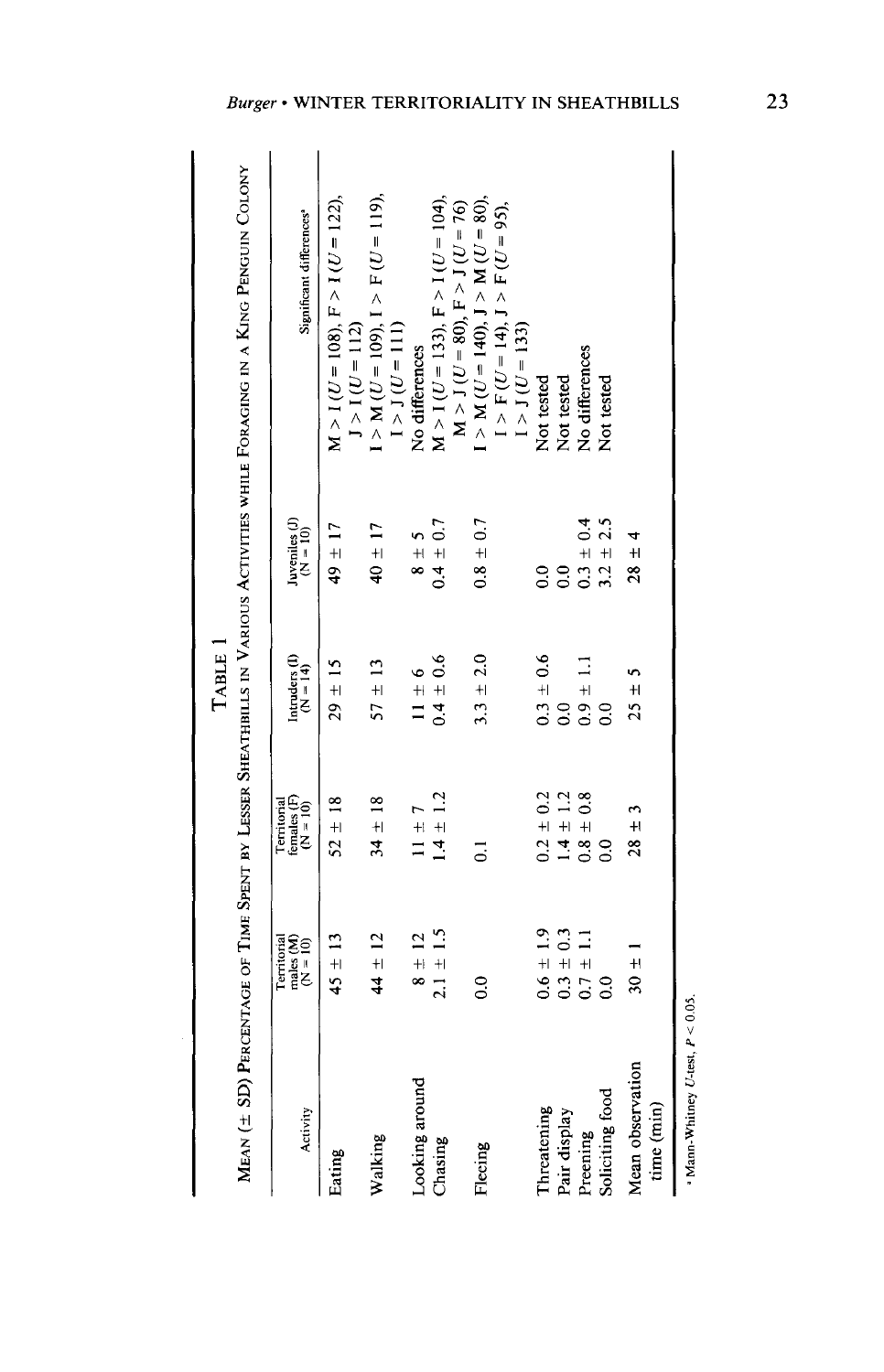TABLE 1

MEAN (± SD) PERCENTAGE OF TIME SPENT BY LESSER SHEATHBILLS IN VARIOUS ACTIVITIES WHILE FORAGING IN A KING PENGUIN COLONY

| Activity | Territorial males (M) (N = 10) | Territorial females (F) (N = 10) | Intruders (I) (N = 14) | Juveniles (J) (N = 10) | Significant differences[a] |
|---|---|---|---|---|---|
| Eating | 45 ± 13 | 52 ± 18 | 29 ± 15 | 49 ± 17 | M > I (U = 108), F > I (U = 122), J > I (U = 112) |
| Walking | 44 ± 12 | 34 ± 18 | 57 ± 13 | 40 ± 17 | I > M (U = 109), I > F (U = 119), I > J (U = 111) |
| Looking around | 8 ± 12 | 11 ± 7 | 11 ± 6 | 8 ± 5 | No differences |
| Chasing | 2.1 ± 1.5 | 1.4 ± 1.2 | 0.4 ± 0.6 | 0.4 ± 0.7 | M > I (U = 133), F > I (U = 104), M > J (U = 80), F > J (U = 76) |
| Fleeing | 0.0 | 0.1 | 3.3 ± 2.0 | 0.8 ± 0.7 | I > M (U = 140), J > M (U = 80), I > F (U = 14), J > F (U = 95), I > J (U = 133) |
| Threatening | 0.6 ± 1.9 | 0.2 ± 0.2 | 0.3 ± 0.6 | 0.0 | Not tested |
| Pair display | 0.3 ± 0.3 | 1.4 ± 1.2 | 0.0 | 0.0 | Not tested |
| Preening | 0.7 ± 1.1 | 0.8 ± 0.8 | 0.9 ± 1.1 | 0.3 ± 0.4 | No differences |
| Soliciting food | 0.0 | 0.0 | 0.0 | 3.2 ± 2.5 | Not tested |
| Mean observation time (min) | 30 ± 1 | 28 ± 3 | 25 ± 5 | 28 ± 4 | |

[a] Mann-Whitney U-test, $P < 0.05$.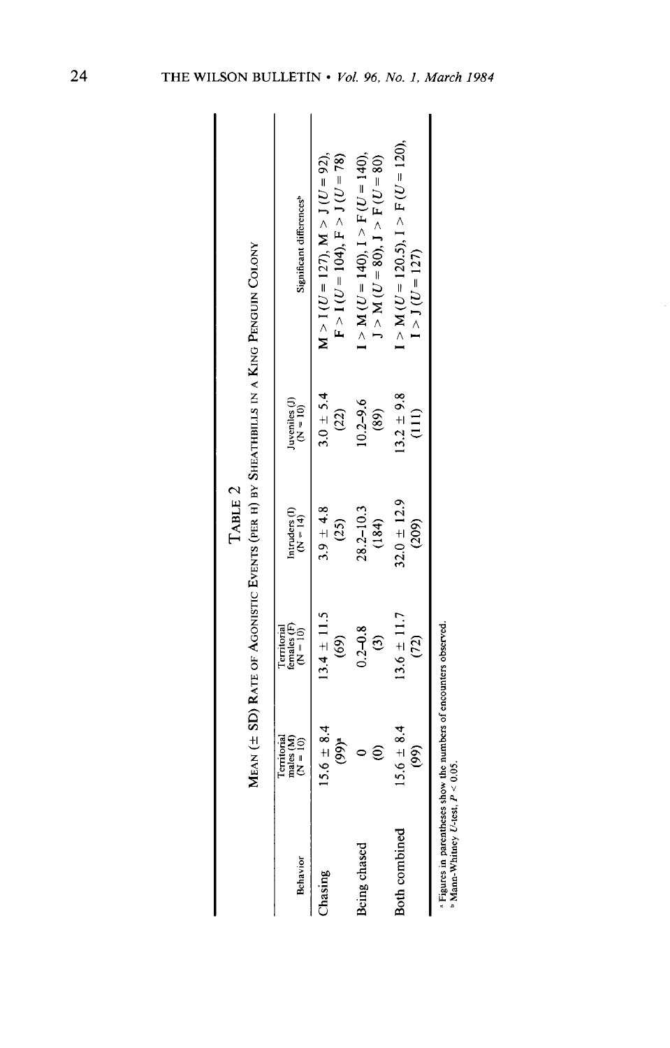TABLE 2

MEAN (± SD) RATE OF AGONISTIC EVENTS (PER H) BY SHEATHBILLS IN A KING PENGUIN COLONY

| Behavior | Territorial males (M) (N = 10) | Territorial females (F) (N = 10) | Intruders (I) (N = 14) | Juveniles (J) (N = 10) | Significant differences[b] |
|---|---|---|---|---|---|
| Chasing | 15.6 ± 8.4 (99)[a] | 13.4 ± 11.5 (69) | 3.9 ± 4.8 (25) | 3.0 ± 5.4 (22) | M > I ($U$ = 127), M > J ($U$ = 92), F > I ($U$ = 104), F > J ($U$ = 78) |
| Being chased | 0 (0) | 0.2–0.8 (3) | 28.2–10.3 (184) | 10.2–9.6 (89) | I > M ($U$ = 140), I > F ($U$ = 140), J > M ($U$ = 80), J > F ($U$ = 80) |
| Both combined | 15.6 ± 8.4 (99) | 13.6 ± 11.7 (72) | 32.0 ± 12.9 (209) | 13.2 ± 9.8 (111) | I > M ($U$ = 120.5), I > F ($U$ = 120), I > J ($U$ = 127) |

[a] Figures in parentheses show the numbers of encounters observed.
[b] Mann-Whitney $U$-test, $P < 0.05$.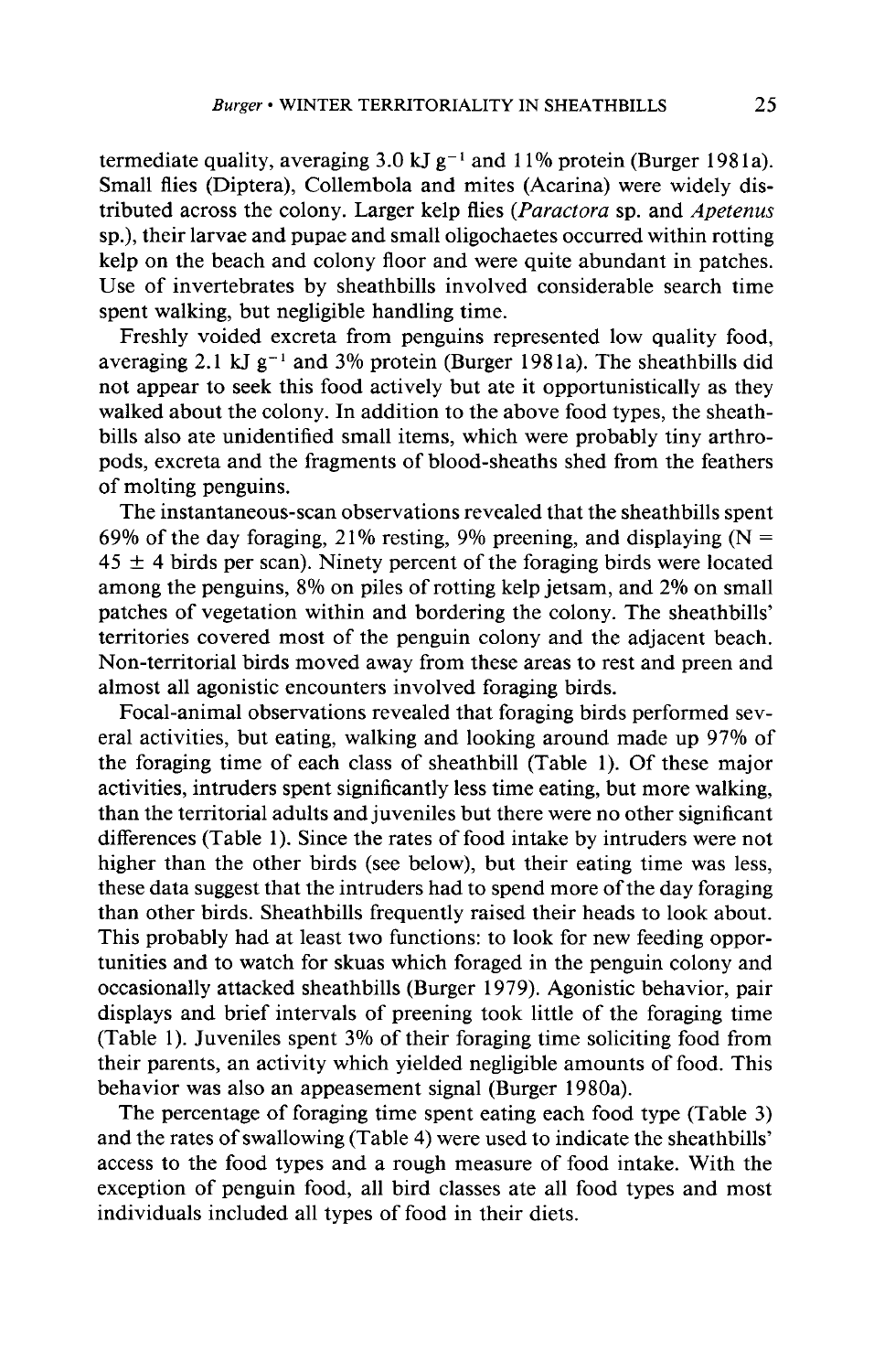termediate quality, averaging 3.0 kJ $g^{-1}$ and 11% protein (Burger 1981a). Small flies (Diptera), Collembola and mites (Acarina) were widely distributed across the colony. Larger kelp flies (*Paractora* sp. and *Apetenus* sp.), their larvae and pupae and small oligochaetes occurred within rotting kelp on the beach and colony floor and were quite abundant in patches. Use of invertebrates by sheathbills involved considerable search time spent walking, but negligible handling time.

Freshly voided excreta from penguins represented low quality food, averaging 2.1 kJ $g^{-1}$ and 3% protein (Burger 1981a). The sheathbills did not appear to seek this food actively but ate it opportunistically as they walked about the colony. In addition to the above food types, the sheathbills also ate unidentified small items, which were probably tiny arthropods, excreta and the fragments of blood-sheaths shed from the feathers of molting penguins.

The instantaneous-scan observations revealed that the sheathbills spent 69% of the day foraging, 21% resting, 9% preening, and displaying ($N = 45 \pm 4$ birds per scan). Ninety percent of the foraging birds were located among the penguins, 8% on piles of rotting kelp jetsam, and 2% on small patches of vegetation within and bordering the colony. The sheathbills' territories covered most of the penguin colony and the adjacent beach. Non-territorial birds moved away from these areas to rest and preen and almost all agonistic encounters involved foraging birds.

Focal-animal observations revealed that foraging birds performed several activities, but eating, walking and looking around made up 97% of the foraging time of each class of sheathbill (Table 1). Of these major activities, intruders spent significantly less time eating, but more walking, than the territorial adults and juveniles but there were no other significant differences (Table 1). Since the rates of food intake by intruders were not higher than the other birds (see below), but their eating time was less, these data suggest that the intruders had to spend more of the day foraging than other birds. Sheathbills frequently raised their heads to look about. This probably had at least two functions: to look for new feeding opportunities and to watch for skuas which foraged in the penguin colony and occasionally attacked sheathbills (Burger 1979). Agonistic behavior, pair displays and brief intervals of preening took little of the foraging time (Table 1). Juveniles spent 3% of their foraging time soliciting food from their parents, an activity which yielded negligible amounts of food. This behavior was also an appeasement signal (Burger 1980a).

The percentage of foraging time spent eating each food type (Table 3) and the rates of swallowing (Table 4) were used to indicate the sheathbills' access to the food types and a rough measure of food intake. With the exception of penguin food, all bird classes ate all food types and most individuals included all types of food in their diets.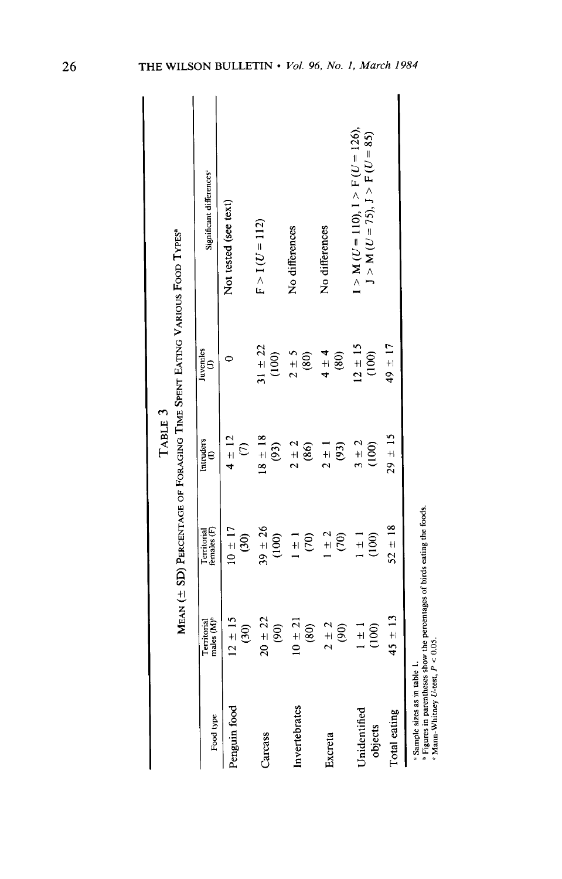# TABLE 3

MEAN (± SD) PERCENTAGE OF FORAGING TIME SPENT EATING VARIOUS FOOD TYPES[a]

| Food type | Territorial males (M)[b] | Territorial females (F) | Intruders (I) | Juveniles (J) | Significant differences[c] |
|---|---|---|---|---|---|
| Penguin food | 12 ± 15 (30) | 10 ± 17 (30) | 4 ± 12 (7) | 0 | Not tested (see text) |
| Carcass | 20 ± 22 (90) | 39 ± 26 (100) | 18 ± 18 (93) | 31 ± 22 (100) | F > I ($U = 112$) |
| Invertebrates | 10 ± 21 (80) | 1 ± 1 (70) | 2 ± 2 (86) | 2 ± 5 (80) | No differences |
| Excreta | 2 ± 2 (90) | 1 ± 2 (70) | 2 ± 1 (93) | 4 ± 4 (80) | No differences |
| Unidentified objects | 1 ± 1 (100) | 1 ± 1 (100) | 3 ± 2 (100) | 12 ± 15 (100) | I > M ($U = 110$), I > F ($U = 126$), J > M ($U = 75$), J > F ($U = 85$) |
| Total eating | 45 ± 13 | 52 ± 18 | 29 ± 15 | 49 ± 17 | |

[a] Sample sizes as in table 1.
[b] Figures in parentheses show the percentages of birds eating the foods.
[c] Mann-Whitney $U$-test, $P < 0.05$.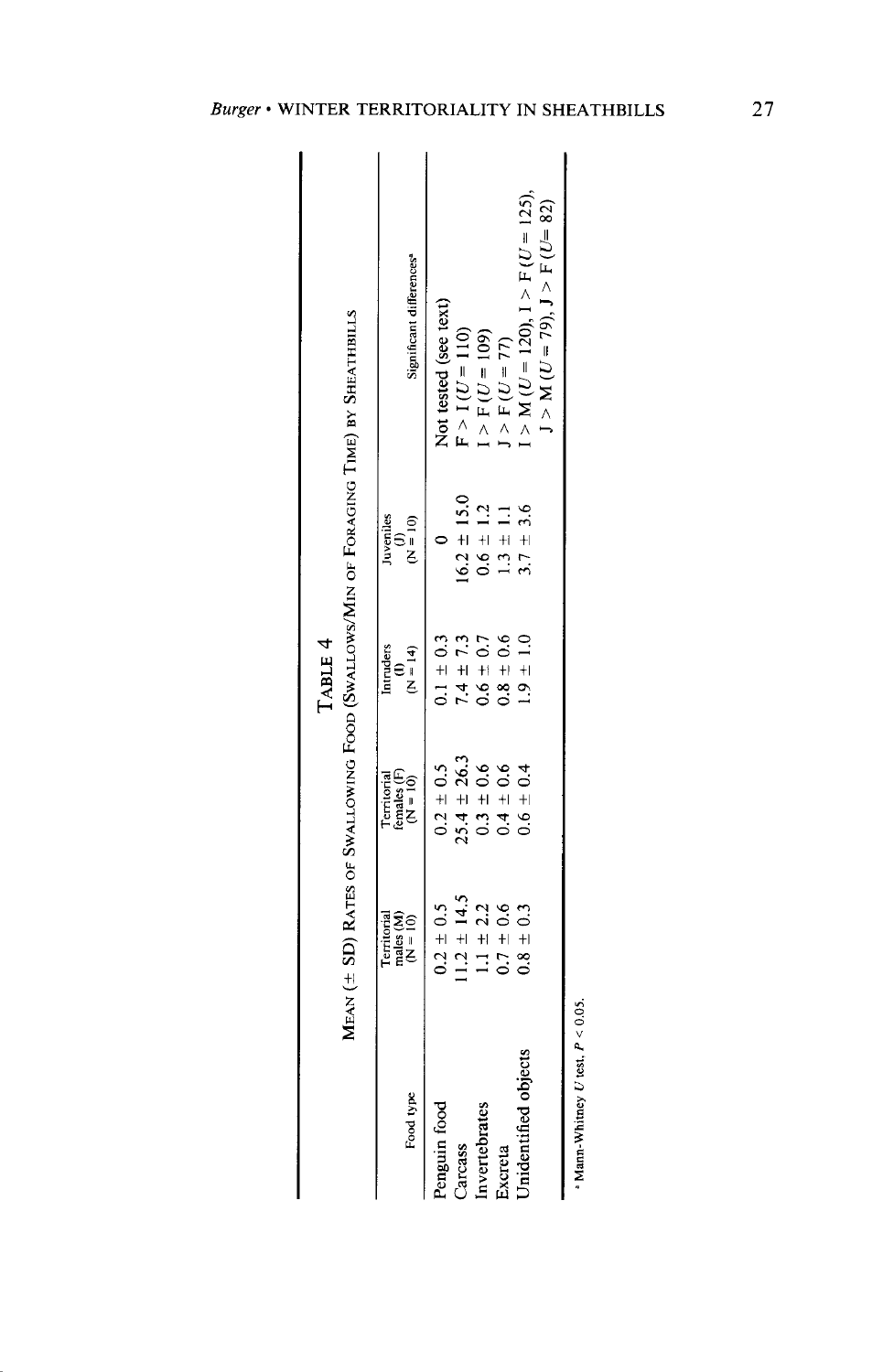TABLE 4

MEAN (± SD) RATES OF SWALLOWING FOOD (SWALLOWS/MIN OF FORAGING TIME) BY SHEATHBILLS

| Food type | Territorial males (M) (N = 10) | Territorial females (F) (N = 10) | Intruders (I) (N = 14) | Juveniles (J) (N = 10) | Significant differences[a] |
|---|---|---|---|---|---|
| Penguin food | 0.2 ± 0.5 | 0.2 ± 0.5 | 0.1 ± 0.3 | 0 | Not tested (see text) |
| Carcass | 11.2 ± 14.5 | 25.4 ± 26.3 | 7.4 ± 7.3 | 16.2 ± 15.0 | F > I ($U$ = 110) |
| Invertebrates | 1.1 ± 2.2 | 0.3 ± 0.6 | 0.6 ± 0.7 | 0.6 ± 1.2 | I > F ($U$ = 109) |
| Excreta | 0.7 ± 0.6 | 0.4 ± 0.6 | 0.8 ± 0.6 | 1.3 ± 1.1 | J > F ($U$ = 77) |
| Unidentified objects | 0.8 ± 0.3 | 0.6 ± 0.4 | 1.9 ± 1.0 | 3.7 ± 3.6 | I > M ($U$ = 120), I > F ($U$ = 125), J > M ($U$ = 79), J > F ($U$= 82) |

[a] Mann-Whitney $U$ test, $P < 0.05$.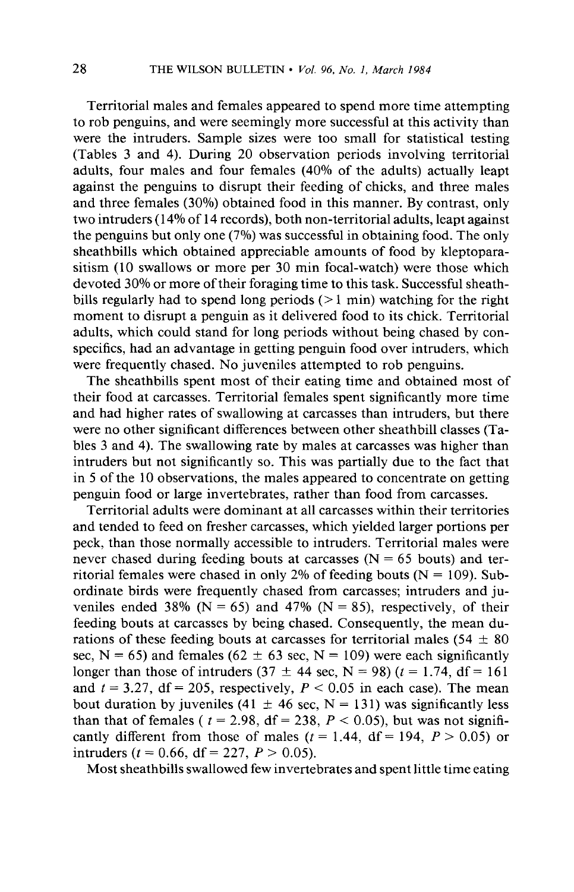Territorial males and females appeared to spend more time attempting to rob penguins, and were seemingly more successful at this activity than were the intruders. Sample sizes were too small for statistical testing (Tables 3 and 4). During 20 observation periods involving territorial adults, four males and four females (40% of the adults) actually leapt against the penguins to disrupt their feeding of chicks, and three males and three females (30%) obtained food in this manner. By contrast, only two intruders (14% of 14 records), both non-territorial adults, leapt against the penguins but only one (7%) was successful in obtaining food. The only sheathbills which obtained appreciable amounts of food by kleptoparasitism (10 swallows or more per 30 min focal-watch) were those which devoted 30% or more of their foraging time to this task. Successful sheathbills regularly had to spend long periods (> 1 min) watching for the right moment to disrupt a penguin as it delivered food to its chick. Territorial adults, which could stand for long periods without being chased by conspecifics, had an advantage in getting penguin food over intruders, which were frequently chased. No juveniles attempted to rob penguins.

The sheathbills spent most of their eating time and obtained most of their food at carcasses. Territorial females spent significantly more time and had higher rates of swallowing at carcasses than intruders, but there were no other significant differences between other sheathbill classes (Tables 3 and 4). The swallowing rate by males at carcasses was higher than intruders but not significantly so. This was partially due to the fact that in 5 of the 10 observations, the males appeared to concentrate on getting penguin food or large invertebrates, rather than food from carcasses.

Territorial adults were dominant at all carcasses within their territories and tended to feed on fresher carcasses, which yielded larger portions per peck, than those normally accessible to intruders. Territorial males were never chased during feeding bouts at carcasses (N = 65 bouts) and territorial females were chased in only 2% of feeding bouts (N = 109). Subordinate birds were frequently chased from carcasses; intruders and juveniles ended 38% (N = 65) and 47% (N = 85), respectively, of their feeding bouts at carcasses by being chased. Consequently, the mean durations of these feeding bouts at carcasses for territorial males (54 ± 80 sec, N = 65) and females (62 ± 63 sec, N = 109) were each significantly longer than those of intruders (37 ± 44 sec, N = 98) ($t = 1.74$, df = 161 and $t = 3.27$, df = 205, respectively, $P < 0.05$ in each case). The mean bout duration by juveniles (41 ± 46 sec, N = 131) was significantly less than that of females ($t = 2.98$, df = 238, $P < 0.05$), but was not significantly different from those of males ($t = 1.44$, df = 194, $P > 0.05$) or intruders ($t = 0.66$, df = 227, $P > 0.05$).

Most sheathbills swallowed few invertebrates and spent little time eating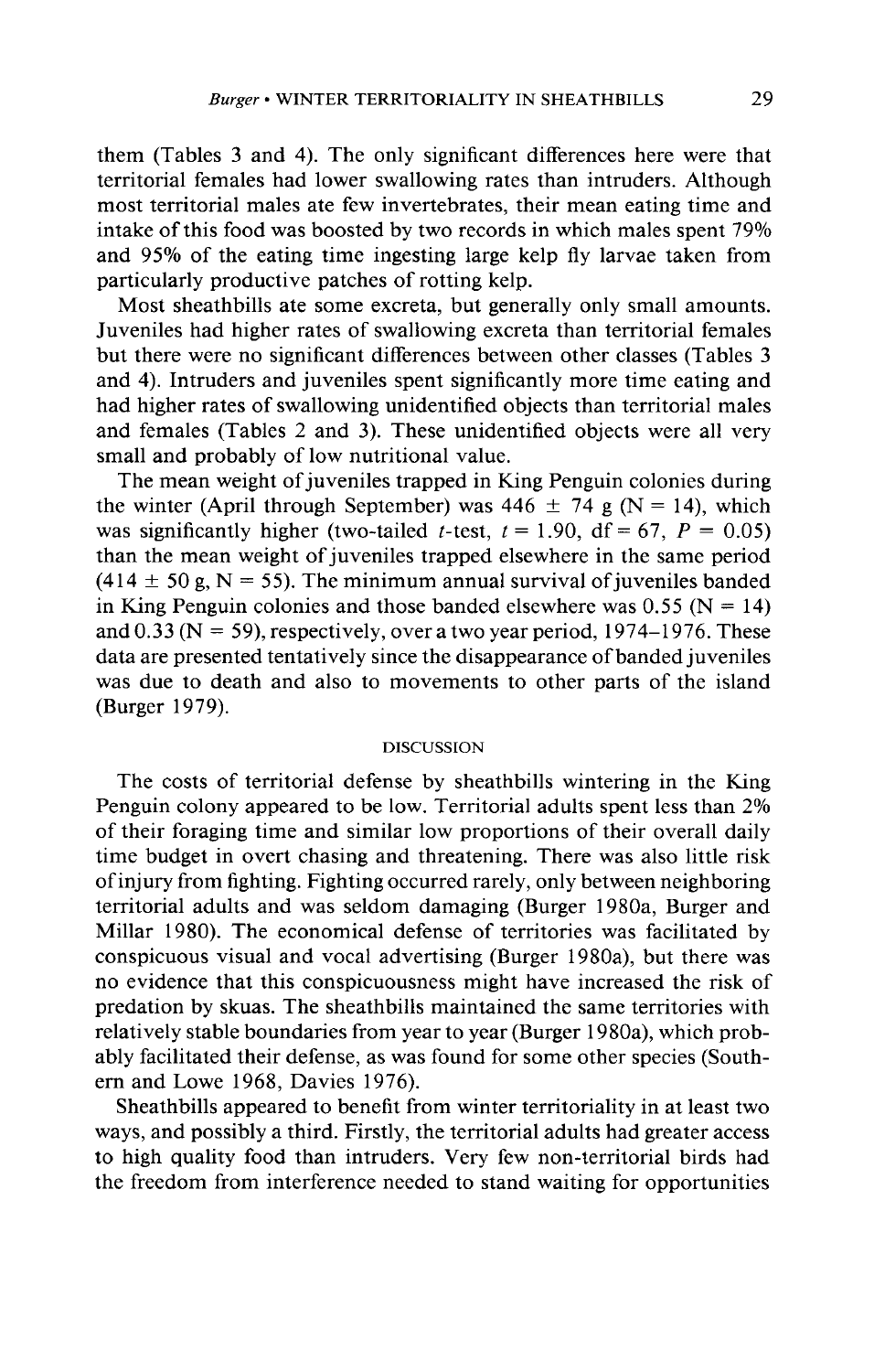them (Tables 3 and 4). The only significant differences here were that territorial females had lower swallowing rates than intruders. Although most territorial males ate few invertebrates, their mean eating time and intake of this food was boosted by two records in which males spent 79% and 95% of the eating time ingesting large kelp fly larvae taken from particularly productive patches of rotting kelp.

Most sheathbills ate some excreta, but generally only small amounts. Juveniles had higher rates of swallowing excreta than territorial females but there were no significant differences between other classes (Tables 3 and 4). Intruders and juveniles spent significantly more time eating and had higher rates of swallowing unidentified objects than territorial males and females (Tables 2 and 3). These unidentified objects were all very small and probably of low nutritional value.

The mean weight of juveniles trapped in King Penguin colonies during the winter (April through September) was $446 \pm 74$ g ($N = 14$), which was significantly higher (two-tailed *t*-test, $t = 1.90$, $df = 67$, $P = 0.05$) than the mean weight of juveniles trapped elsewhere in the same period ($414 \pm 50$ g, $N = 55$). The minimum annual survival of juveniles banded in King Penguin colonies and those banded elsewhere was 0.55 ($N = 14$) and 0.33 ($N = 59$), respectively, over a two year period, 1974–1976. These data are presented tentatively since the disappearance of banded juveniles was due to death and also to movements to other parts of the island (Burger 1979).

## DISCUSSION

The costs of territorial defense by sheathbills wintering in the King Penguin colony appeared to be low. Territorial adults spent less than 2% of their foraging time and similar low proportions of their overall daily time budget in overt chasing and threatening. There was also little risk of injury from fighting. Fighting occurred rarely, only between neighboring territorial adults and was seldom damaging (Burger 1980a, Burger and Millar 1980). The economical defense of territories was facilitated by conspicuous visual and vocal advertising (Burger 1980a), but there was no evidence that this conspicuousness might have increased the risk of predation by skuas. The sheathbills maintained the same territories with relatively stable boundaries from year to year (Burger 1980a), which probably facilitated their defense, as was found for some other species (Southern and Lowe 1968, Davies 1976).

Sheathbills appeared to benefit from winter territoriality in at least two ways, and possibly a third. Firstly, the territorial adults had greater access to high quality food than intruders. Very few non-territorial birds had the freedom from interference needed to stand waiting for opportunities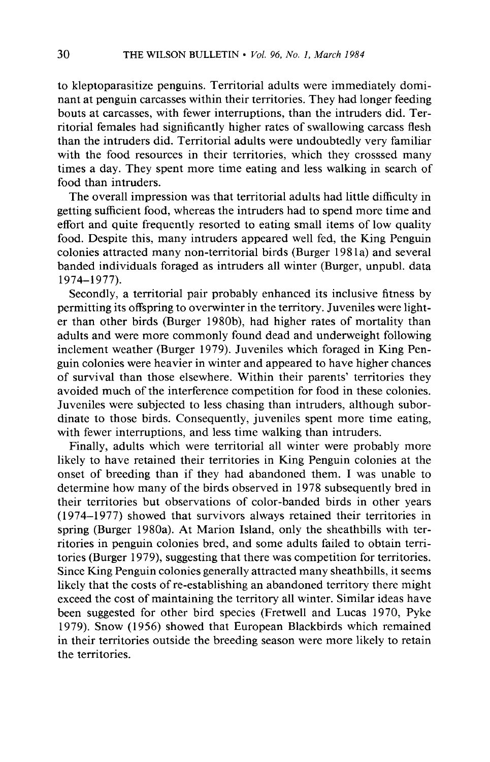to kleptoparasitize penguins. Territorial adults were immediately dominant at penguin carcasses within their territories. They had longer feeding bouts at carcasses, with fewer interruptions, than the intruders did. Territorial females had significantly higher rates of swallowing carcass flesh than the intruders did. Territorial adults were undoubtedly very familiar with the food resources in their territories, which they crosssed many times a day. They spent more time eating and less walking in search of food than intruders.

The overall impression was that territorial adults had little difficulty in getting sufficient food, whereas the intruders had to spend more time and effort and quite frequently resorted to eating small items of low quality food. Despite this, many intruders appeared well fed, the King Penguin colonies attracted many non-territorial birds (Burger 1981a) and several banded individuals foraged as intruders all winter (Burger, unpubl. data 1974–1977).

Secondly, a territorial pair probably enhanced its inclusive fitness by permitting its offspring to overwinter in the territory. Juveniles were lighter than other birds (Burger 1980b), had higher rates of mortality than adults and were more commonly found dead and underweight following inclement weather (Burger 1979). Juveniles which foraged in King Penguin colonies were heavier in winter and appeared to have higher chances of survival than those elsewhere. Within their parents' territories they avoided much of the interference competition for food in these colonies. Juveniles were subjected to less chasing than intruders, although subordinate to those birds. Consequently, juveniles spent more time eating, with fewer interruptions, and less time walking than intruders.

Finally, adults which were territorial all winter were probably more likely to have retained their territories in King Penguin colonies at the onset of breeding than if they had abandoned them. I was unable to determine how many of the birds observed in 1978 subsequently bred in their territories but observations of color-banded birds in other years (1974–1977) showed that survivors always retained their territories in spring (Burger 1980a). At Marion Island, only the sheathbills with territories in penguin colonies bred, and some adults failed to obtain territories (Burger 1979), suggesting that there was competition for territories. Since King Penguin colonies generally attracted many sheathbills, it seems likely that the costs of re-establishing an abandoned territory there might exceed the cost of maintaining the territory all winter. Similar ideas have been suggested for other bird species (Fretwell and Lucas 1970, Pyke 1979). Snow (1956) showed that European Blackbirds which remained in their territories outside the breeding season were more likely to retain the territories.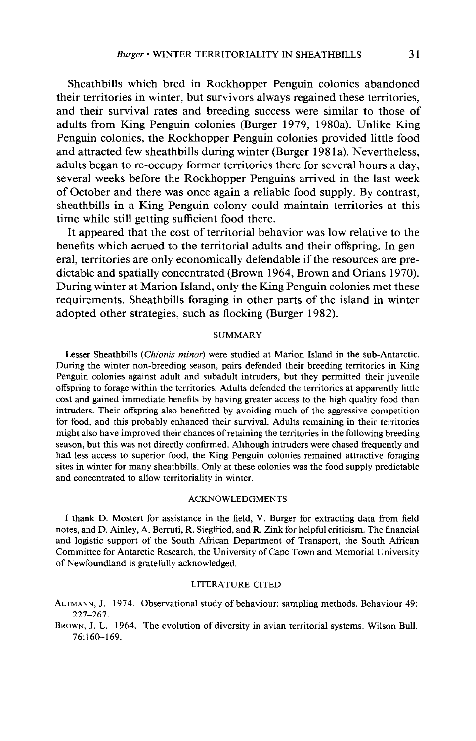Sheathbills which bred in Rockhopper Penguin colonies abandoned their territories in winter, but survivors always regained these territories, and their survival rates and breeding success were similar to those of adults from King Penguin colonies (Burger 1979, 1980a). Unlike King Penguin colonies, the Rockhopper Penguin colonies provided little food and attracted few sheathbills during winter (Burger 1981a). Nevertheless, adults began to re-occupy former territories there for several hours a day, several weeks before the Rockhopper Penguins arrived in the last week of October and there was once again a reliable food supply. By contrast, sheathbills in a King Penguin colony could maintain territories at this time while still getting sufficient food there.

It appeared that the cost of territorial behavior was low relative to the benefits which acrued to the territorial adults and their offspring. In general, territories are only economically defendable if the resources are predictable and spatially concentrated (Brown 1964, Brown and Orians 1970). During winter at Marion Island, only the King Penguin colonies met these requirements. Sheathbills foraging in other parts of the island in winter adopted other strategies, such as flocking (Burger 1982).

## SUMMARY

Lesser Sheathbills (*Chionis minor*) were studied at Marion Island in the sub-Antarctic. During the winter non-breeding season, pairs defended their breeding territories in King Penguin colonies against adult and subadult intruders, but they permitted their juvenile offspring to forage within the territories. Adults defended the territories at apparently little cost and gained immediate benefits by having greater access to the high quality food than intruders. Their offspring also benefitted by avoiding much of the aggressive competition for food, and this probably enhanced their survival. Adults remaining in their territories might also have improved their chances of retaining the territories in the following breeding season, but this was not directly confirmed. Although intruders were chased frequently and had less access to superior food, the King Penguin colonies remained attractive foraging sites in winter for many sheathbills. Only at these colonies was the food supply predictable and concentrated to allow territoriality in winter.

## ACKNOWLEDGMENTS

I thank D. Mostert for assistance in the field, V. Burger for extracting data from field notes, and D. Ainley, A. Berruti, R. Siegfried, and R. Zink for helpful criticism. The financial and logistic support of the South African Department of Transport, the South African Committee for Antarctic Research, the University of Cape Town and Memorial University of Newfoundland is gratefully acknowledged.

## LITERATURE CITED

ALTMANN, J. 1974. Observational study of behaviour: sampling methods. Behaviour 49: 227–267.

BROWN, J. L. 1964. The evolution of diversity in avian territorial systems. Wilson Bull. 76:160–169.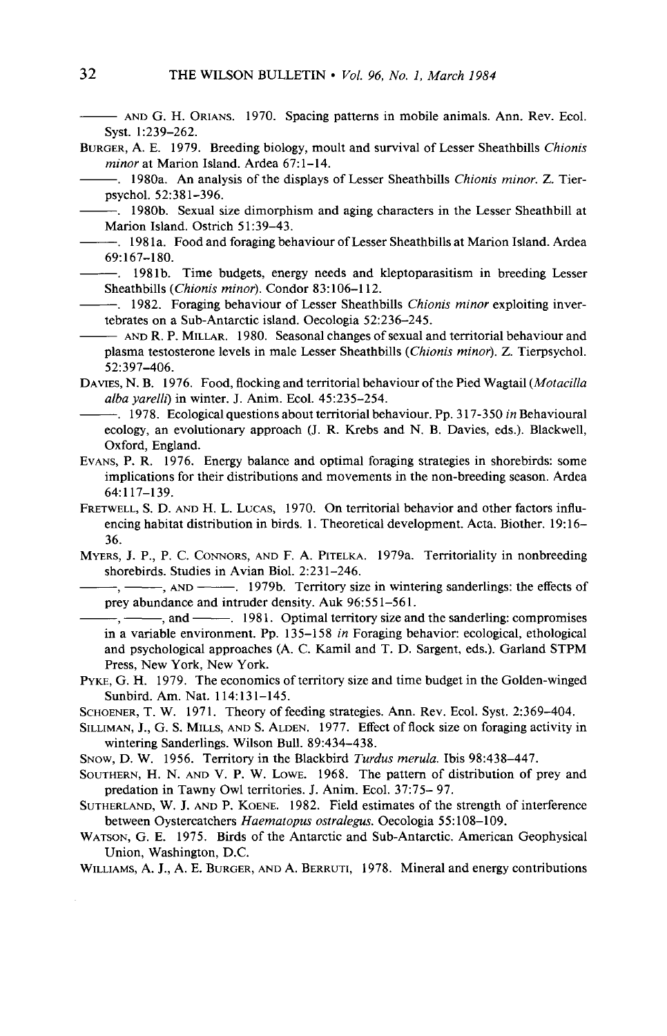——— AND G. H. ORIANS. 1970. Spacing patterns in mobile animals. Ann. Rev. Ecol. Syst. 1:239–262.

BURGER, A. E. 1979. Breeding biology, moult and survival of Lesser Sheathbills *Chionis minor* at Marion Island. Ardea 67:1–14.

———. 1980a. An analysis of the displays of Lesser Sheathbills *Chionis minor*. Z. Tierpsychol. 52:381–396.

———. 1980b. Sexual size dimorphism and aging characters in the Lesser Sheathbill at Marion Island. Ostrich 51:39–43.

———. 1981a. Food and foraging behaviour of Lesser Sheathbills at Marion Island. Ardea 69:167–180.

———. 1981b. Time budgets, energy needs and kleptoparasitism in breeding Lesser Sheathbills (*Chionis minor*). Condor 83:106–112.

———. 1982. Foraging behaviour of Lesser Sheathbills *Chionis minor* exploiting invertebrates on a Sub-Antarctic island. Oecologia 52:236–245.

——— AND R. P. MILLAR. 1980. Seasonal changes of sexual and territorial behaviour and plasma testosterone levels in male Lesser Sheathbills (*Chionis minor*). Z. Tierpsychol. 52:397–406.

DAVIES, N. B. 1976. Food, flocking and territorial behaviour of the Pied Wagtail (*Motacilla alba yarelli*) in winter. J. Anim. Ecol. 45:235–254.

———. 1978. Ecological questions about territorial behaviour. Pp. 317–350 *in* Behavioural ecology, an evolutionary approach (J. R. Krebs and N. B. Davies, eds.). Blackwell, Oxford, England.

EVANS, P. R. 1976. Energy balance and optimal foraging strategies in shorebirds: some implications for their distributions and movements in the non-breeding season. Ardea 64:117–139.

FRETWELL, S. D. AND H. L. LUCAS, 1970. On territorial behavior and other factors influencing habitat distribution in birds. 1. Theoretical development. Acta. Biother. 19:16–36.

MYERS, J. P., P. C. CONNORS, AND F. A. PITELKA. 1979a. Territoriality in nonbreeding shorebirds. Studies in Avian Biol. 2:231–246.

———, ———, AND ———. 1979b. Territory size in wintering sanderlings: the effects of prey abundance and intruder density. Auk 96:551–561.

———, ———, and ———. 1981. Optimal territory size and the sanderling: compromises in a variable environment. Pp. 135–158 *in* Foraging behavior: ecological, ethological and psychological approaches (A. C. Kamil and T. D. Sargent, eds.). Garland STPM Press, New York, New York.

PYKE, G. H. 1979. The economics of territory size and time budget in the Golden-winged Sunbird. Am. Nat. 114:131–145.

SCHOENER, T. W. 1971. Theory of feeding strategies. Ann. Rev. Ecol. Syst. 2:369–404.

SILLIMAN, J., G. S. MILLS, AND S. ALDEN. 1977. Effect of flock size on foraging activity in wintering Sanderlings. Wilson Bull. 89:434–438.

SNOW, D. W. 1956. Territory in the Blackbird *Turdus merula*. Ibis 98:438–447.

SOUTHERN, H. N. AND V. P. W. LOWE. 1968. The pattern of distribution of prey and predation in Tawny Owl territories. J. Anim. Ecol. 37:75–97.

SUTHERLAND, W. J. AND P. KOENE. 1982. Field estimates of the strength of interference between Oystercatchers *Haematopus ostralegus*. Oecologia 55:108–109.

WATSON, G. E. 1975. Birds of the Antarctic and Sub-Antarctic. American Geophysical Union, Washington, D.C.

WILLIAMS, A. J., A. E. BURGER, AND A. BERRUTI, 1978. Mineral and energy contributions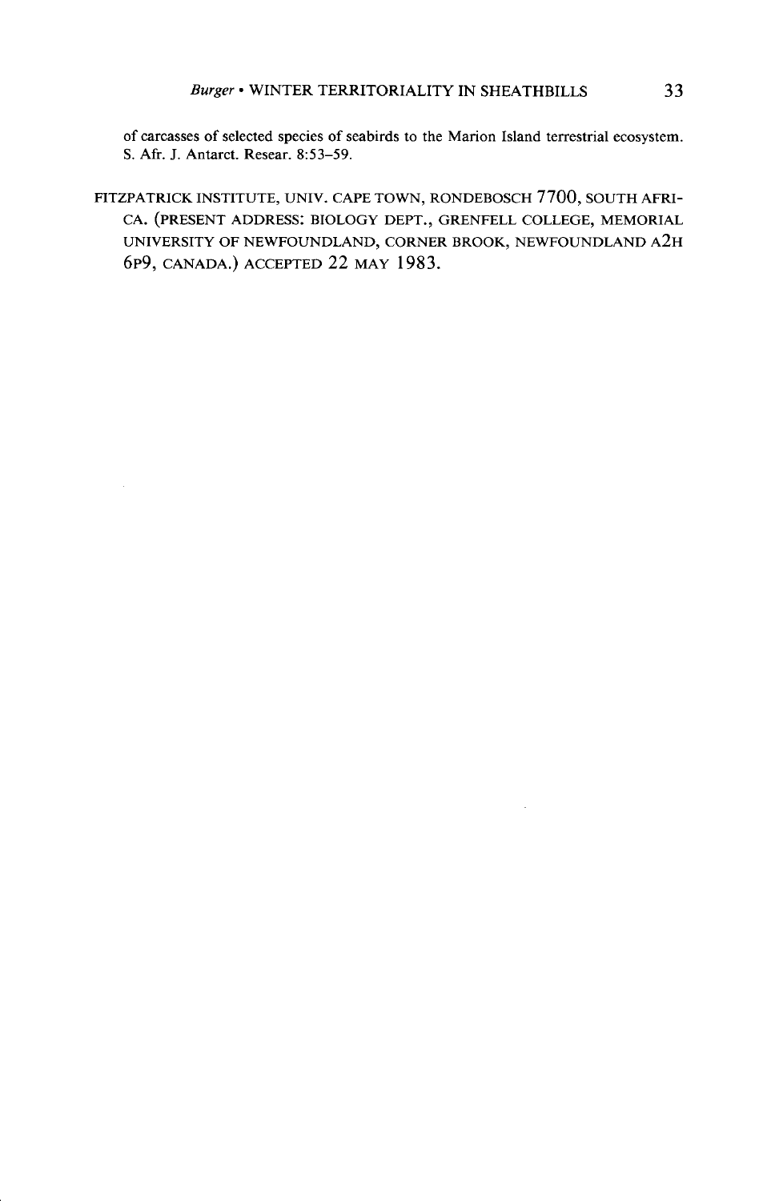of carcasses of selected species of seabirds to the Marion Island terrestrial ecosystem. S. Afr. J. Antarct. Resear. 8:53–59.

FITZPATRICK INSTITUTE, UNIV. CAPE TOWN, RONDEBOSCH 7700, SOUTH AFRICA. (PRESENT ADDRESS: BIOLOGY DEPT., GRENFELL COLLEGE, MEMORIAL UNIVERSITY OF NEWFOUNDLAND, CORNER BROOK, NEWFOUNDLAND A2H 6P9, CANADA.) ACCEPTED 22 MAY 1983.